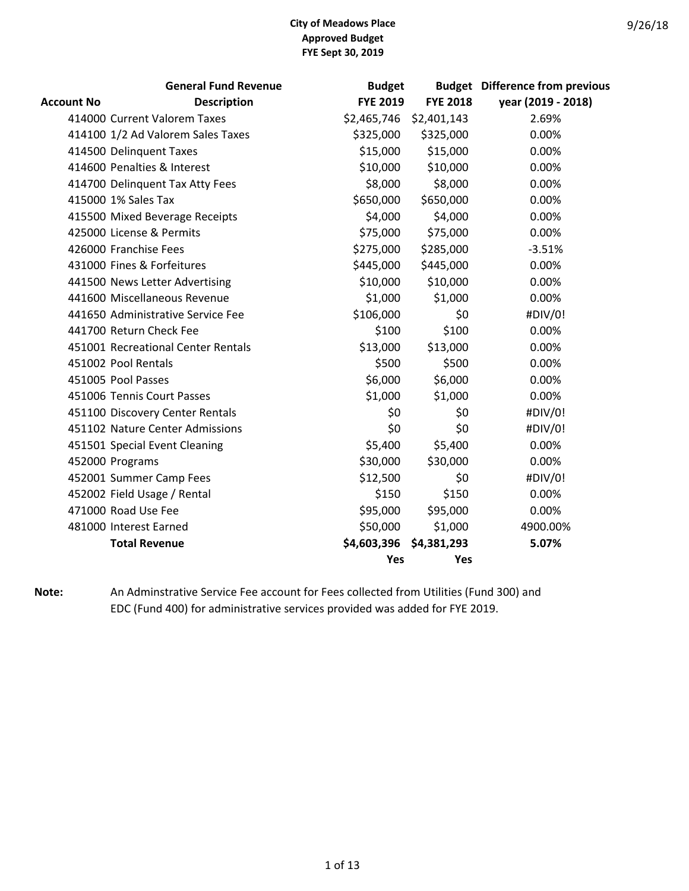**City of Meadows Place**
**Approved Budget**
**FYE Sept 30, 2019**

9/26/18

| Account No | General Fund Revenue Description | Budget FYE 2019 | Budget FYE 2018 | Difference from previous year (2019 - 2018) |
|---|---|---|---|---|
| 414000 | Current Valorem Taxes | $2,465,746 | $2,401,143 | 2.69% |
| 414100 | 1/2 Ad Valorem Sales Taxes | $325,000 | $325,000 | 0.00% |
| 414500 | Delinquent Taxes | $15,000 | $15,000 | 0.00% |
| 414600 | Penalties & Interest | $10,000 | $10,000 | 0.00% |
| 414700 | Delinquent Tax Atty Fees | $8,000 | $8,000 | 0.00% |
| 415000 | 1% Sales Tax | $650,000 | $650,000 | 0.00% |
| 415500 | Mixed Beverage Receipts | $4,000 | $4,000 | 0.00% |
| 425000 | License & Permits | $75,000 | $75,000 | 0.00% |
| 426000 | Franchise Fees | $275,000 | $285,000 | -3.51% |
| 431000 | Fines & Forfeitures | $445,000 | $445,000 | 0.00% |
| 441500 | News Letter Advertising | $10,000 | $10,000 | 0.00% |
| 441600 | Miscellaneous Revenue | $1,000 | $1,000 | 0.00% |
| 441650 | Administrative Service Fee | $106,000 | $0 | #DIV/0! |
| 441700 | Return Check Fee | $100 | $100 | 0.00% |
| 451001 | Recreational Center Rentals | $13,000 | $13,000 | 0.00% |
| 451002 | Pool Rentals | $500 | $500 | 0.00% |
| 451005 | Pool Passes | $6,000 | $6,000 | 0.00% |
| 451006 | Tennis Court Passes | $1,000 | $1,000 | 0.00% |
| 451100 | Discovery Center Rentals | $0 | $0 | #DIV/0! |
| 451102 | Nature Center Admissions | $0 | $0 | #DIV/0! |
| 451501 | Special Event Cleaning | $5,400 | $5,400 | 0.00% |
| 452000 | Programs | $30,000 | $30,000 | 0.00% |
| 452001 | Summer Camp Fees | $12,500 | $0 | #DIV/0! |
| 452002 | Field Usage / Rental | $150 | $150 | 0.00% |
| 471000 | Road Use Fee | $95,000 | $95,000 | 0.00% |
| 481000 | Interest Earned | $50,000 | $1,000 | 4900.00% |
| | **Total Revenue** | **$4,603,396** | **$4,381,293** | **5.07%** |
| | | **Yes** | **Yes** | |

**Note:** An Adminstrative Service Fee account for Fees collected from Utilities (Fund 300) and EDC (Fund 400) for administrative services provided was added for FYE 2019.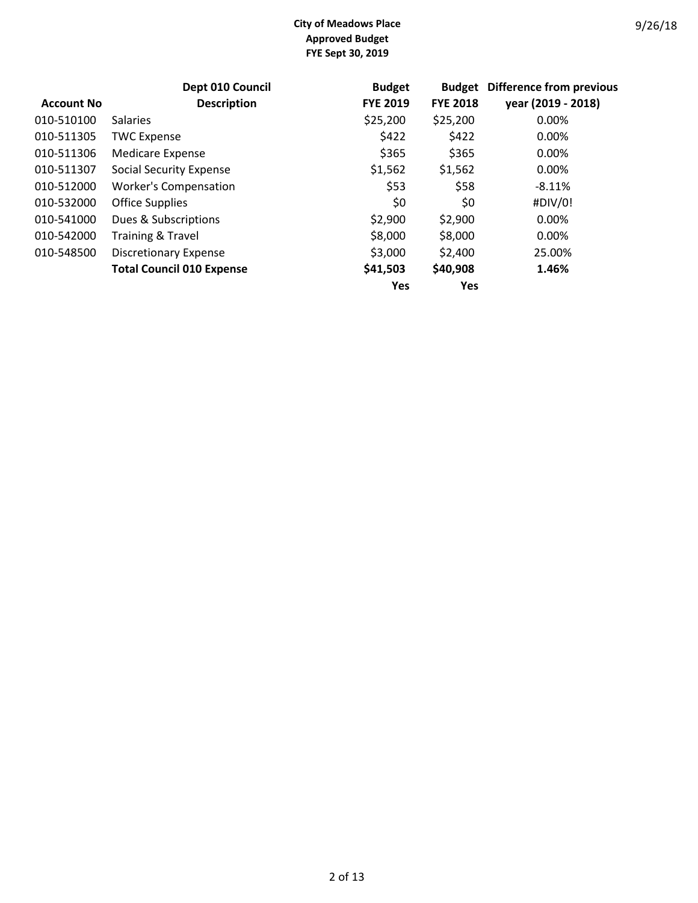**City of Meadows Place**
**Approved Budget**
**FYE Sept 30, 2019**

9/26/18

| Account No | Dept 010 Council Description | Budget FYE 2019 | Budget FYE 2018 | Difference from previous year (2019 - 2018) |
|---|---|---|---|---|
| 010-510100 | Salaries | $25,200 | $25,200 | 0.00% |
| 010-511305 | TWC Expense | $422 | $422 | 0.00% |
| 010-511306 | Medicare Expense | $365 | $365 | 0.00% |
| 010-511307 | Social Security Expense | $1,562 | $1,562 | 0.00% |
| 010-512000 | Worker's Compensation | $53 | $58 | -8.11% |
| 010-532000 | Office Supplies | $0 | $0 | #DIV/0! |
| 010-541000 | Dues & Subscriptions | $2,900 | $2,900 | 0.00% |
| 010-542000 | Training & Travel | $8,000 | $8,000 | 0.00% |
| 010-548500 | Discretionary Expense | $3,000 | $2,400 | 25.00% |
| | **Total Council 010 Expense** | **$41,503** | **$40,908** | **1.46%** |
| | | **Yes** | **Yes** | |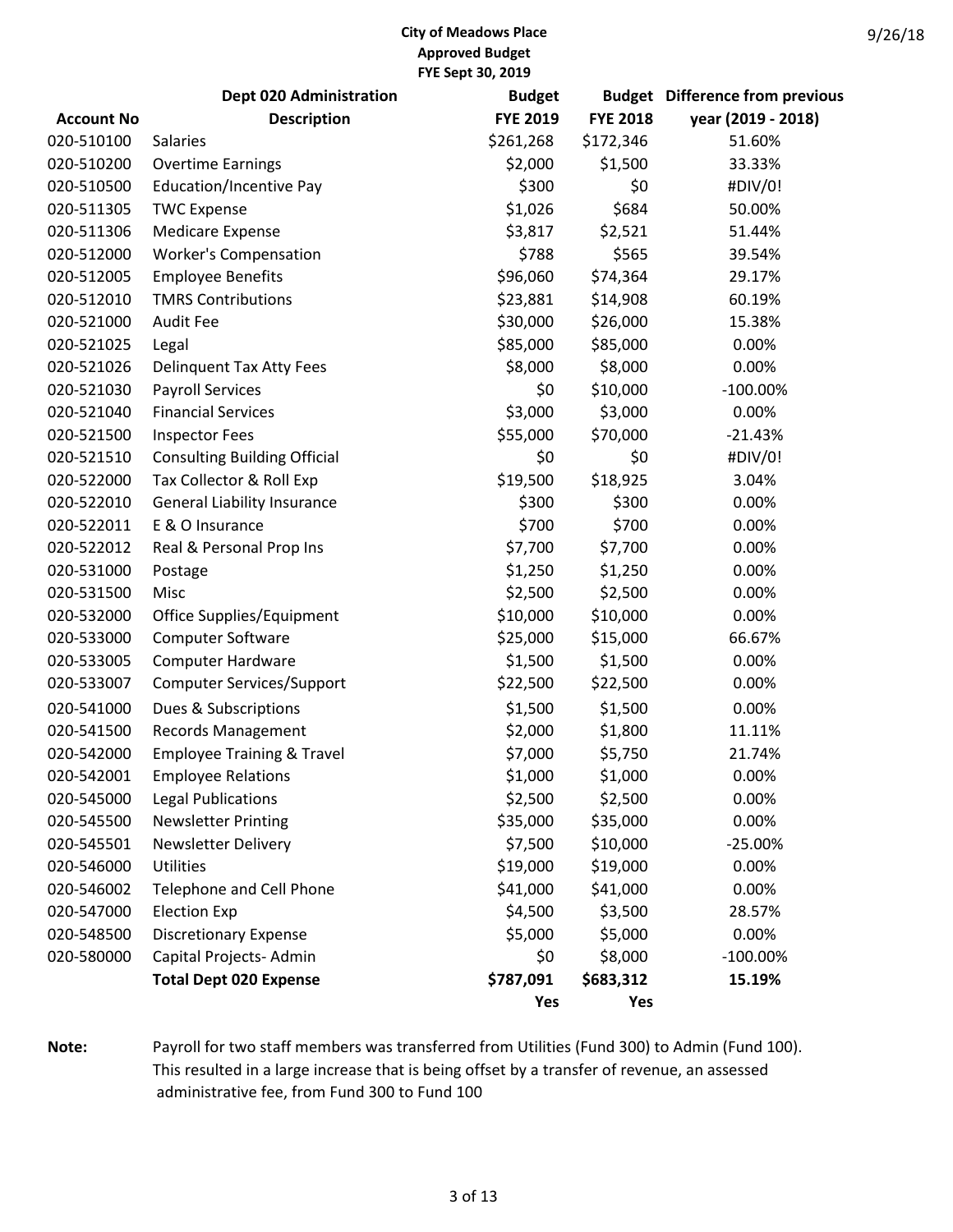**City of Meadows Place**
**Approved Budget**
**FYE Sept 30, 2019**

9/26/18

| Account No | Dept 020 Administration Description | Budget FYE 2019 | Budget FYE 2018 | Difference from previous year (2019 - 2018) |
|---|---|---|---|---|
| 020-510100 | Salaries | $261,268 | $172,346 | 51.60% |
| 020-510200 | Overtime Earnings | $2,000 | $1,500 | 33.33% |
| 020-510500 | Education/Incentive Pay | $300 | $0 | #DIV/0! |
| 020-511305 | TWC Expense | $1,026 | $684 | 50.00% |
| 020-511306 | Medicare Expense | $3,817 | $2,521 | 51.44% |
| 020-512000 | Worker's Compensation | $788 | $565 | 39.54% |
| 020-512005 | Employee Benefits | $96,060 | $74,364 | 29.17% |
| 020-512010 | TMRS Contributions | $23,881 | $14,908 | 60.19% |
| 020-521000 | Audit Fee | $30,000 | $26,000 | 15.38% |
| 020-521025 | Legal | $85,000 | $85,000 | 0.00% |
| 020-521026 | Delinquent Tax Atty Fees | $8,000 | $8,000 | 0.00% |
| 020-521030 | Payroll Services | $0 | $10,000 | -100.00% |
| 020-521040 | Financial Services | $3,000 | $3,000 | 0.00% |
| 020-521500 | Inspector Fees | $55,000 | $70,000 | -21.43% |
| 020-521510 | Consulting Building Official | $0 | $0 | #DIV/0! |
| 020-522000 | Tax Collector & Roll Exp | $19,500 | $18,925 | 3.04% |
| 020-522010 | General Liability Insurance | $300 | $300 | 0.00% |
| 020-522011 | E & O Insurance | $700 | $700 | 0.00% |
| 020-522012 | Real & Personal Prop Ins | $7,700 | $7,700 | 0.00% |
| 020-531000 | Postage | $1,250 | $1,250 | 0.00% |
| 020-531500 | Misc | $2,500 | $2,500 | 0.00% |
| 020-532000 | Office Supplies/Equipment | $10,000 | $10,000 | 0.00% |
| 020-533000 | Computer Software | $25,000 | $15,000 | 66.67% |
| 020-533005 | Computer Hardware | $1,500 | $1,500 | 0.00% |
| 020-533007 | Computer Services/Support | $22,500 | $22,500 | 0.00% |
| 020-541000 | Dues & Subscriptions | $1,500 | $1,500 | 0.00% |
| 020-541500 | Records Management | $2,000 | $1,800 | 11.11% |
| 020-542000 | Employee Training & Travel | $7,000 | $5,750 | 21.74% |
| 020-542001 | Employee Relations | $1,000 | $1,000 | 0.00% |
| 020-545000 | Legal Publications | $2,500 | $2,500 | 0.00% |
| 020-545500 | Newsletter Printing | $35,000 | $35,000 | 0.00% |
| 020-545501 | Newsletter Delivery | $7,500 | $10,000 | -25.00% |
| 020-546000 | Utilities | $19,000 | $19,000 | 0.00% |
| 020-546002 | Telephone and Cell Phone | $41,000 | $41,000 | 0.00% |
| 020-547000 | Election Exp | $4,500 | $3,500 | 28.57% |
| 020-548500 | Discretionary Expense | $5,000 | $5,000 | 0.00% |
| 020-580000 | Capital Projects- Admin | $0 | $8,000 | -100.00% |
| | **Total Dept 020 Expense** | **$787,091** | **$683,312** | **15.19%** |
| | | **Yes** | **Yes** | |

**Note:** Payroll for two staff members was transferred from Utilities (Fund 300) to Admin (Fund 100). This resulted in a large increase that is being offset by a transfer of revenue, an assessed administrative fee, from Fund 300 to Fund 100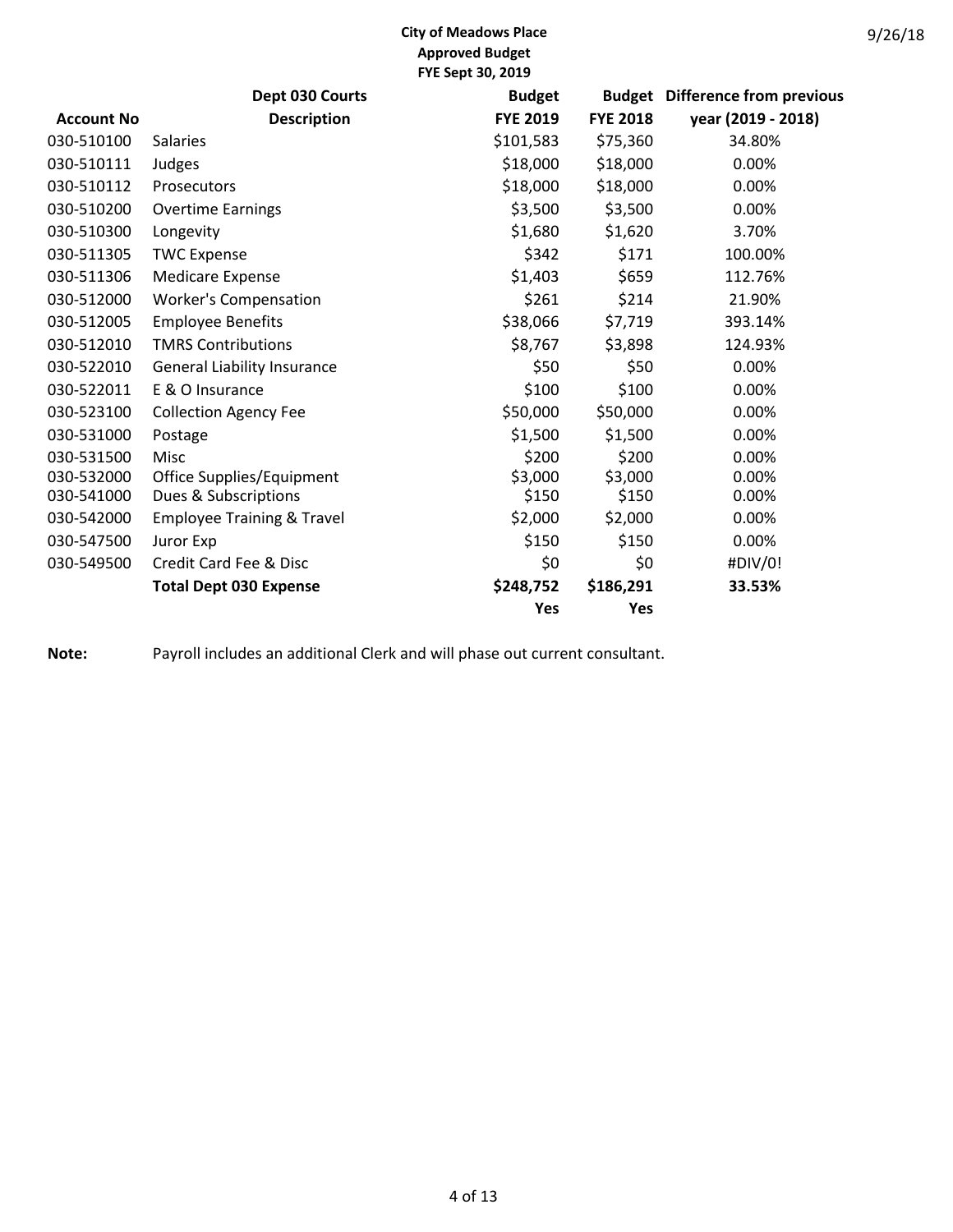**City of Meadows Place**
**Approved Budget**
**FYE Sept 30, 2019**

9/26/18

| Account No | Dept 030 Courts<br>Description | Budget<br>FYE 2019 | Budget<br>FYE 2018 | Difference from previous<br>year (2019 - 2018) |
|---|---|---|---|---|
| 030-510100 | Salaries | $101,583 | $75,360 | 34.80% |
| 030-510111 | Judges | $18,000 | $18,000 | 0.00% |
| 030-510112 | Prosecutors | $18,000 | $18,000 | 0.00% |
| 030-510200 | Overtime Earnings | $3,500 | $3,500 | 0.00% |
| 030-510300 | Longevity | $1,680 | $1,620 | 3.70% |
| 030-511305 | TWC Expense | $342 | $171 | 100.00% |
| 030-511306 | Medicare Expense | $1,403 | $659 | 112.76% |
| 030-512000 | Worker's Compensation | $261 | $214 | 21.90% |
| 030-512005 | Employee Benefits | $38,066 | $7,719 | 393.14% |
| 030-512010 | TMRS Contributions | $8,767 | $3,898 | 124.93% |
| 030-522010 | General Liability Insurance | $50 | $50 | 0.00% |
| 030-522011 | E & O Insurance | $100 | $100 | 0.00% |
| 030-523100 | Collection Agency Fee | $50,000 | $50,000 | 0.00% |
| 030-531000 | Postage | $1,500 | $1,500 | 0.00% |
| 030-531500 | Misc | $200 | $200 | 0.00% |
| 030-532000 | Office Supplies/Equipment | $3,000 | $3,000 | 0.00% |
| 030-541000 | Dues & Subscriptions | $150 | $150 | 0.00% |
| 030-542000 | Employee Training & Travel | $2,000 | $2,000 | 0.00% |
| 030-547500 | Juror Exp | $150 | $150 | 0.00% |
| 030-549500 | Credit Card Fee & Disc | $0 | $0 | #DIV/0! |
| | **Total Dept 030 Expense** | **$248,752** | **$186,291** | **33.53%** |
| | | **Yes** | **Yes** | |

**Note:** Payroll includes an additional Clerk and will phase out current consultant.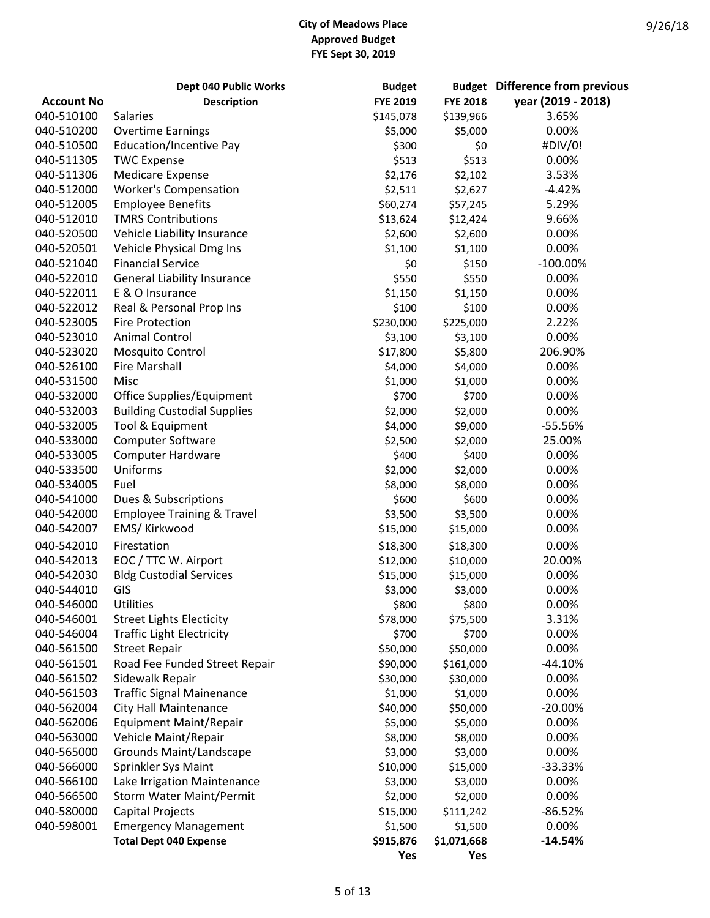**City of Meadows Place**
**Approved Budget**
**FYE Sept 30, 2019**

9/26/18

| Account No | Dept 040 Public Works Description | Budget FYE 2019 | Budget FYE 2018 | Difference from previous year (2019 - 2018) |
|---|---|---|---|---|
| 040-510100 | Salaries | $145,078 | $139,966 | 3.65% |
| 040-510200 | Overtime Earnings | $5,000 | $5,000 | 0.00% |
| 040-510500 | Education/Incentive Pay | $300 | $0 | #DIV/0! |
| 040-511305 | TWC Expense | $513 | $513 | 0.00% |
| 040-511306 | Medicare Expense | $2,176 | $2,102 | 3.53% |
| 040-512000 | Worker's Compensation | $2,511 | $2,627 | -4.42% |
| 040-512005 | Employee Benefits | $60,274 | $57,245 | 5.29% |
| 040-512010 | TMRS Contributions | $13,624 | $12,424 | 9.66% |
| 040-520500 | Vehicle Liability Insurance | $2,600 | $2,600 | 0.00% |
| 040-520501 | Vehicle Physical Dmg Ins | $1,100 | $1,100 | 0.00% |
| 040-521040 | Financial Service | $0 | $150 | -100.00% |
| 040-522010 | General Liability Insurance | $550 | $550 | 0.00% |
| 040-522011 | E & O Insurance | $1,150 | $1,150 | 0.00% |
| 040-522012 | Real & Personal Prop Ins | $100 | $100 | 0.00% |
| 040-523005 | Fire Protection | $230,000 | $225,000 | 2.22% |
| 040-523010 | Animal Control | $3,100 | $3,100 | 0.00% |
| 040-523020 | Mosquito Control | $17,800 | $5,800 | 206.90% |
| 040-526100 | Fire Marshall | $4,000 | $4,000 | 0.00% |
| 040-531500 | Misc | $1,000 | $1,000 | 0.00% |
| 040-532000 | Office Supplies/Equipment | $700 | $700 | 0.00% |
| 040-532003 | Building Custodial Supplies | $2,000 | $2,000 | 0.00% |
| 040-532005 | Tool & Equipment | $4,000 | $9,000 | -55.56% |
| 040-533000 | Computer Software | $2,500 | $2,000 | 25.00% |
| 040-533005 | Computer Hardware | $400 | $400 | 0.00% |
| 040-533500 | Uniforms | $2,000 | $2,000 | 0.00% |
| 040-534005 | Fuel | $8,000 | $8,000 | 0.00% |
| 040-541000 | Dues & Subscriptions | $600 | $600 | 0.00% |
| 040-542000 | Employee Training & Travel | $3,500 | $3,500 | 0.00% |
| 040-542007 | EMS/ Kirkwood | $15,000 | $15,000 | 0.00% |
| 040-542010 | Firestation | $18,300 | $18,300 | 0.00% |
| 040-542013 | EOC / TTC W. Airport | $12,000 | $10,000 | 20.00% |
| 040-542030 | Bldg Custodial Services | $15,000 | $15,000 | 0.00% |
| 040-544010 | GIS | $3,000 | $3,000 | 0.00% |
| 040-546000 | Utilities | $800 | $800 | 0.00% |
| 040-546001 | Street Lights Electicity | $78,000 | $75,500 | 3.31% |
| 040-546004 | Traffic Light Electricity | $700 | $700 | 0.00% |
| 040-561500 | Street Repair | $50,000 | $50,000 | 0.00% |
| 040-561501 | Road Fee Funded Street Repair | $90,000 | $161,000 | -44.10% |
| 040-561502 | Sidewalk Repair | $30,000 | $30,000 | 0.00% |
| 040-561503 | Traffic Signal Mainenance | $1,000 | $1,000 | 0.00% |
| 040-562004 | City Hall Maintenance | $40,000 | $50,000 | -20.00% |
| 040-562006 | Equipment Maint/Repair | $5,000 | $5,000 | 0.00% |
| 040-563000 | Vehicle Maint/Repair | $8,000 | $8,000 | 0.00% |
| 040-565000 | Grounds Maint/Landscape | $3,000 | $3,000 | 0.00% |
| 040-566000 | Sprinkler Sys Maint | $10,000 | $15,000 | -33.33% |
| 040-566100 | Lake Irrigation Maintenance | $3,000 | $3,000 | 0.00% |
| 040-566500 | Storm Water Maint/Permit | $2,000 | $2,000 | 0.00% |
| 040-580000 | Capital Projects | $15,000 | $111,242 | -86.52% |
| 040-598001 | Emergency Management | $1,500 | $1,500 | 0.00% |
| | **Total Dept 040 Expense** | **$915,876** | **$1,071,668** | **-14.54%** |
| | | **Yes** | **Yes** | |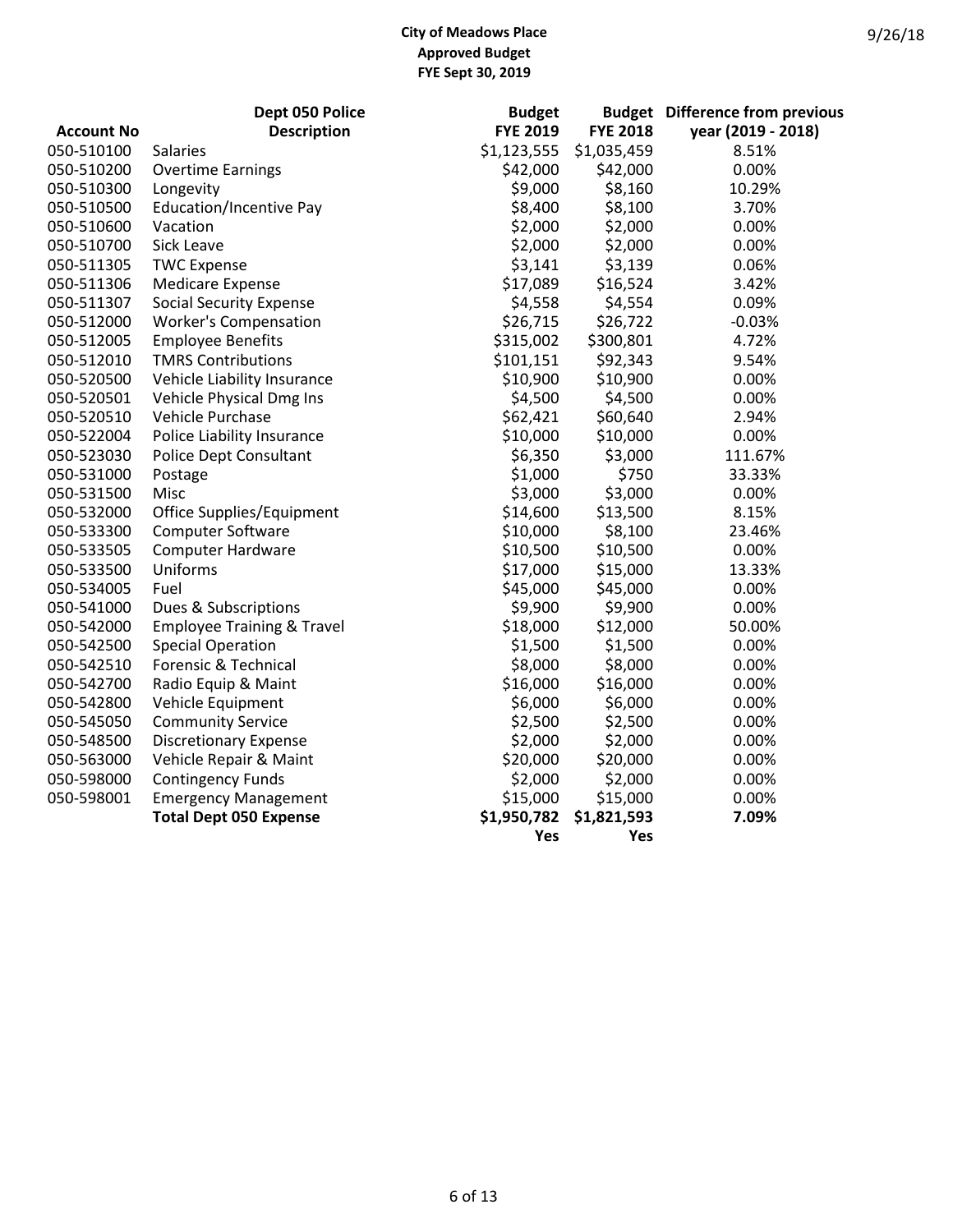**City of Meadows Place**
**Approved Budget**
**FYE Sept 30, 2019**

9/26/18

| Account No | Dept 050 Police Description | Budget FYE 2019 | Budget FYE 2018 | Difference from previous year (2019 - 2018) |
|---|---|---|---|---|
| 050-510100 | Salaries | $1,123,555 | $1,035,459 | 8.51% |
| 050-510200 | Overtime Earnings | $42,000 | $42,000 | 0.00% |
| 050-510300 | Longevity | $9,000 | $8,160 | 10.29% |
| 050-510500 | Education/Incentive Pay | $8,400 | $8,100 | 3.70% |
| 050-510600 | Vacation | $2,000 | $2,000 | 0.00% |
| 050-510700 | Sick Leave | $2,000 | $2,000 | 0.00% |
| 050-511305 | TWC Expense | $3,141 | $3,139 | 0.06% |
| 050-511306 | Medicare Expense | $17,089 | $16,524 | 3.42% |
| 050-511307 | Social Security Expense | $4,558 | $4,554 | 0.09% |
| 050-512000 | Worker's Compensation | $26,715 | $26,722 | -0.03% |
| 050-512005 | Employee Benefits | $315,002 | $300,801 | 4.72% |
| 050-512010 | TMRS Contributions | $101,151 | $92,343 | 9.54% |
| 050-520500 | Vehicle Liability Insurance | $10,900 | $10,900 | 0.00% |
| 050-520501 | Vehicle Physical Dmg Ins | $4,500 | $4,500 | 0.00% |
| 050-520510 | Vehicle Purchase | $62,421 | $60,640 | 2.94% |
| 050-522004 | Police Liability Insurance | $10,000 | $10,000 | 0.00% |
| 050-523030 | Police Dept Consultant | $6,350 | $3,000 | 111.67% |
| 050-531000 | Postage | $1,000 | $750 | 33.33% |
| 050-531500 | Misc | $3,000 | $3,000 | 0.00% |
| 050-532000 | Office Supplies/Equipment | $14,600 | $13,500 | 8.15% |
| 050-533300 | Computer Software | $10,000 | $8,100 | 23.46% |
| 050-533505 | Computer Hardware | $10,500 | $10,500 | 0.00% |
| 050-533500 | Uniforms | $17,000 | $15,000 | 13.33% |
| 050-534005 | Fuel | $45,000 | $45,000 | 0.00% |
| 050-541000 | Dues & Subscriptions | $9,900 | $9,900 | 0.00% |
| 050-542000 | Employee Training & Travel | $18,000 | $12,000 | 50.00% |
| 050-542500 | Special Operation | $1,500 | $1,500 | 0.00% |
| 050-542510 | Forensic & Technical | $8,000 | $8,000 | 0.00% |
| 050-542700 | Radio Equip & Maint | $16,000 | $16,000 | 0.00% |
| 050-542800 | Vehicle Equipment | $6,000 | $6,000 | 0.00% |
| 050-545050 | Community Service | $2,500 | $2,500 | 0.00% |
| 050-548500 | Discretionary Expense | $2,000 | $2,000 | 0.00% |
| 050-563000 | Vehicle Repair & Maint | $20,000 | $20,000 | 0.00% |
| 050-598000 | Contingency Funds | $2,000 | $2,000 | 0.00% |
| 050-598001 | Emergency Management | $15,000 | $15,000 | 0.00% |
| | **Total Dept 050 Expense** | **$1,950,782** | **$1,821,593** | **7.09%** |
| | | **Yes** | **Yes** | |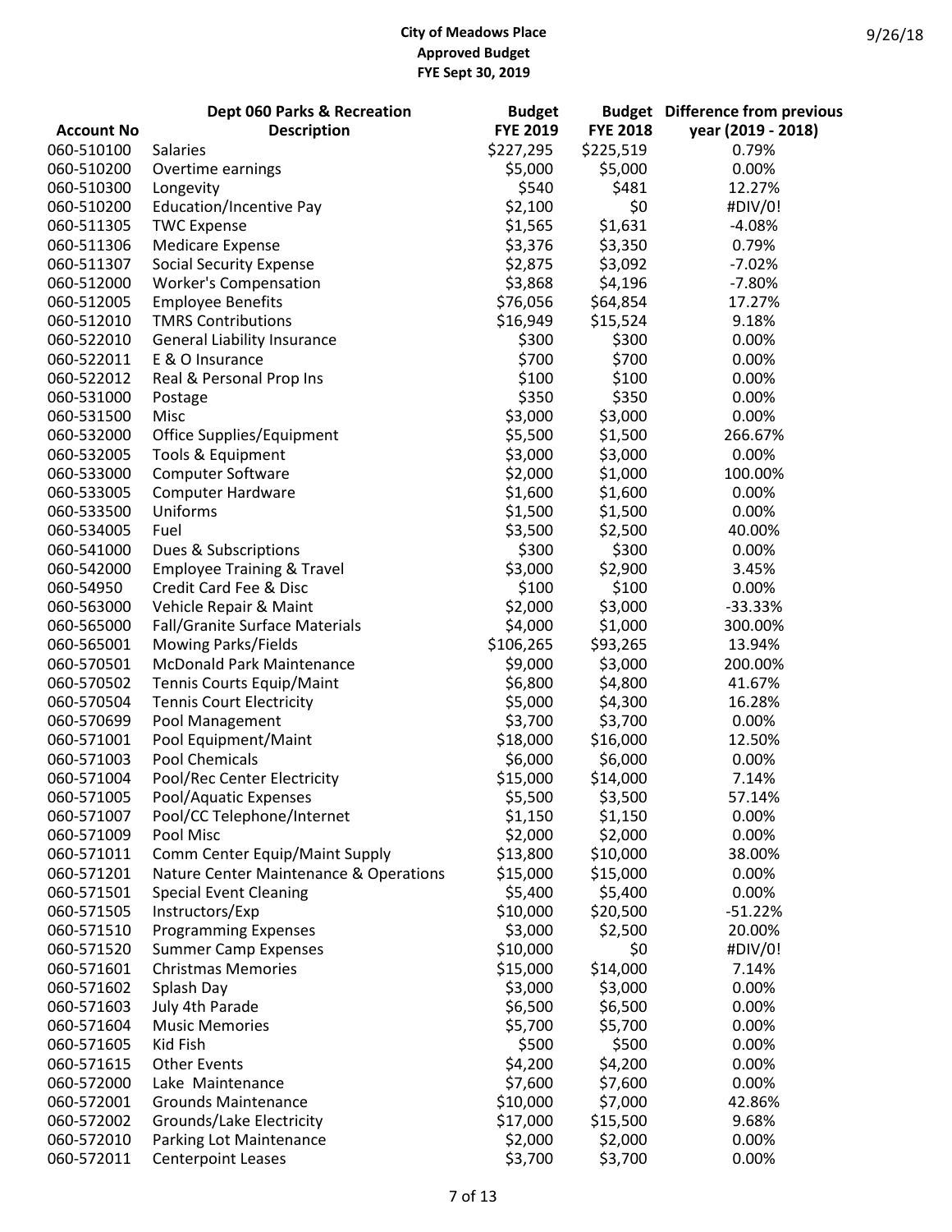**City of Meadows Place**
**Approved Budget**
**FYE Sept 30, 2019**

9/26/18

| Account No | Dept 060 Parks & Recreation Description | Budget FYE 2019 | Budget FYE 2018 | Difference from previous year (2019 - 2018) |
|---|---|---|---|---|
| 060-510100 | Salaries | $227,295 | $225,519 | 0.79% |
| 060-510200 | Overtime earnings | $5,000 | $5,000 | 0.00% |
| 060-510300 | Longevity | $540 | $481 | 12.27% |
| 060-510200 | Education/Incentive Pay | $2,100 | $0 | #DIV/0! |
| 060-511305 | TWC Expense | $1,565 | $1,631 | -4.08% |
| 060-511306 | Medicare Expense | $3,376 | $3,350 | 0.79% |
| 060-511307 | Social Security Expense | $2,875 | $3,092 | -7.02% |
| 060-512000 | Worker's Compensation | $3,868 | $4,196 | -7.80% |
| 060-512005 | Employee Benefits | $76,056 | $64,854 | 17.27% |
| 060-512010 | TMRS Contributions | $16,949 | $15,524 | 9.18% |
| 060-522010 | General Liability Insurance | $300 | $300 | 0.00% |
| 060-522011 | E & O Insurance | $700 | $700 | 0.00% |
| 060-522012 | Real & Personal Prop Ins | $100 | $100 | 0.00% |
| 060-531000 | Postage | $350 | $350 | 0.00% |
| 060-531500 | Misc | $3,000 | $3,000 | 0.00% |
| 060-532000 | Office Supplies/Equipment | $5,500 | $1,500 | 266.67% |
| 060-532005 | Tools & Equipment | $3,000 | $3,000 | 0.00% |
| 060-533000 | Computer Software | $2,000 | $1,000 | 100.00% |
| 060-533005 | Computer Hardware | $1,600 | $1,600 | 0.00% |
| 060-533500 | Uniforms | $1,500 | $1,500 | 0.00% |
| 060-534005 | Fuel | $3,500 | $2,500 | 40.00% |
| 060-541000 | Dues & Subscriptions | $300 | $300 | 0.00% |
| 060-542000 | Employee Training & Travel | $3,000 | $2,900 | 3.45% |
| 060-54950 | Credit Card Fee & Disc | $100 | $100 | 0.00% |
| 060-563000 | Vehicle Repair & Maint | $2,000 | $3,000 | -33.33% |
| 060-565000 | Fall/Granite Surface Materials | $4,000 | $1,000 | 300.00% |
| 060-565001 | Mowing Parks/Fields | $106,265 | $93,265 | 13.94% |
| 060-570501 | McDonald Park Maintenance | $9,000 | $3,000 | 200.00% |
| 060-570502 | Tennis Courts Equip/Maint | $6,800 | $4,800 | 41.67% |
| 060-570504 | Tennis Court Electricity | $5,000 | $4,300 | 16.28% |
| 060-570699 | Pool Management | $3,700 | $3,700 | 0.00% |
| 060-571001 | Pool Equipment/Maint | $18,000 | $16,000 | 12.50% |
| 060-571003 | Pool Chemicals | $6,000 | $6,000 | 0.00% |
| 060-571004 | Pool/Rec Center Electricity | $15,000 | $14,000 | 7.14% |
| 060-571005 | Pool/Aquatic Expenses | $5,500 | $3,500 | 57.14% |
| 060-571007 | Pool/CC Telephone/Internet | $1,150 | $1,150 | 0.00% |
| 060-571009 | Pool Misc | $2,000 | $2,000 | 0.00% |
| 060-571011 | Comm Center Equip/Maint Supply | $13,800 | $10,000 | 38.00% |
| 060-571201 | Nature Center Maintenance & Operations | $15,000 | $15,000 | 0.00% |
| 060-571501 | Special Event Cleaning | $5,400 | $5,400 | 0.00% |
| 060-571505 | Instructors/Exp | $10,000 | $20,500 | -51.22% |
| 060-571510 | Programming Expenses | $3,000 | $2,500 | 20.00% |
| 060-571520 | Summer Camp Expenses | $10,000 | $0 | #DIV/0! |
| 060-571601 | Christmas Memories | $15,000 | $14,000 | 7.14% |
| 060-571602 | Splash Day | $3,000 | $3,000 | 0.00% |
| 060-571603 | July 4th Parade | $6,500 | $6,500 | 0.00% |
| 060-571604 | Music Memories | $5,700 | $5,700 | 0.00% |
| 060-571605 | Kid Fish | $500 | $500 | 0.00% |
| 060-571615 | Other Events | $4,200 | $4,200 | 0.00% |
| 060-572000 | Lake Maintenance | $7,600 | $7,600 | 0.00% |
| 060-572001 | Grounds Maintenance | $10,000 | $7,000 | 42.86% |
| 060-572002 | Grounds/Lake Electricity | $17,000 | $15,500 | 9.68% |
| 060-572010 | Parking Lot Maintenance | $2,000 | $2,000 | 0.00% |
| 060-572011 | Centerpoint Leases | $3,700 | $3,700 | 0.00% |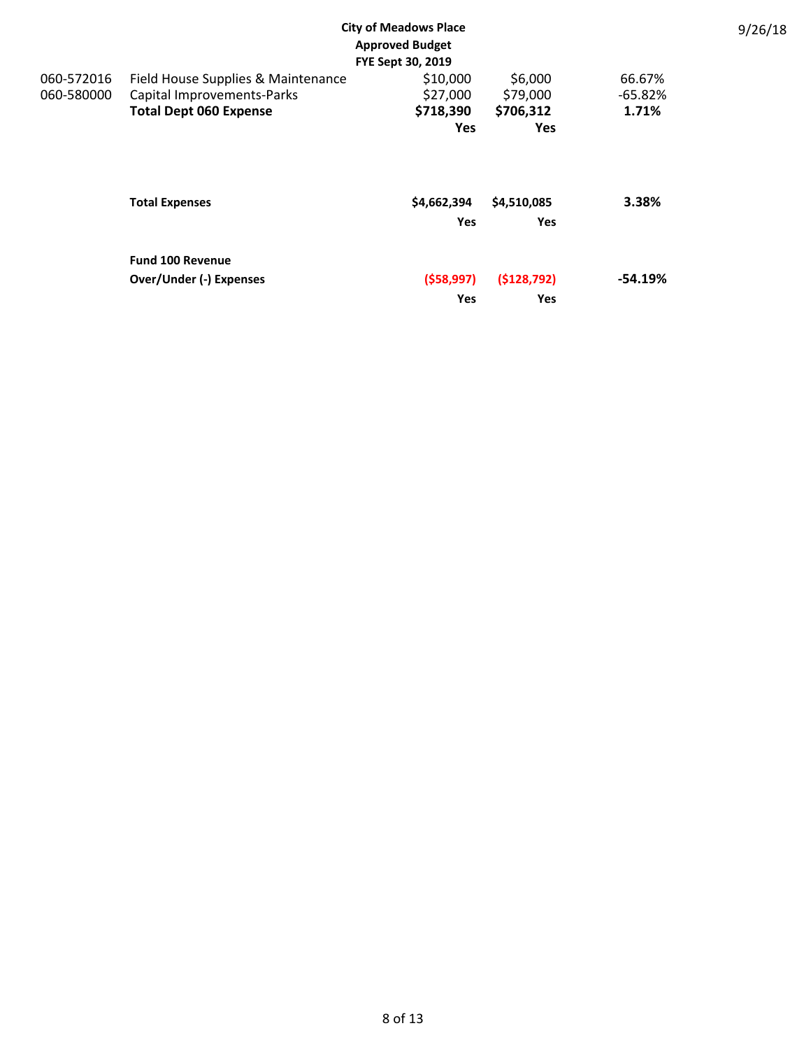**City of Meadows Place**
**Approved Budget**
**FYE Sept 30, 2019**

9/26/18

| | | | | |
|---|---|---|---|---|
| 060-572016 | Field House Supplies & Maintenance | $10,000 | $6,000 | 66.67% |
| 060-580000 | Capital Improvements-Parks | $27,000 | $79,000 | -65.82% |
| | **Total Dept 060 Expense** | **$718,390** | **$706,312** | **1.71%** |
| | | **Yes** | **Yes** | |
| | | | | |
| | **Total Expenses** | **$4,662,394** | **$4,510,085** | **3.38%** |
| | | **Yes** | **Yes** | |
| | | | | |
| | **Fund 100 Revenue** | | | |
| | **Over/Under (-) Expenses** | **($58,997)** | **($128,792)** | **-54.19%** |
| | | **Yes** | **Yes** | |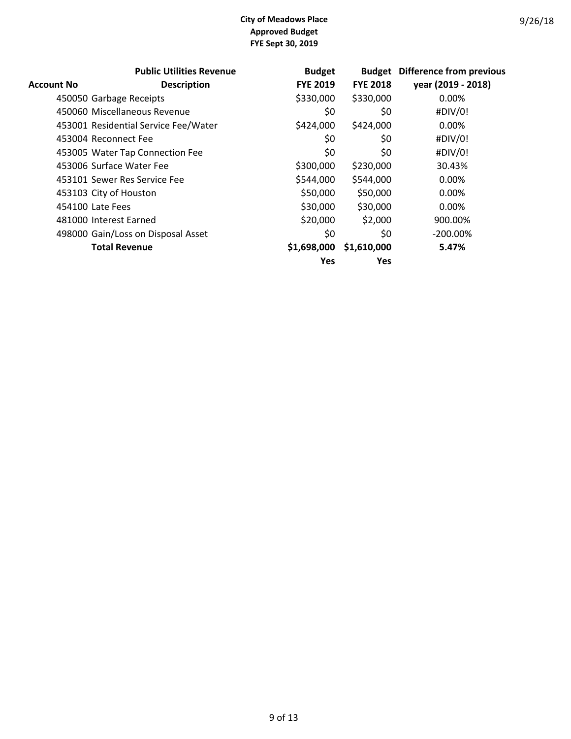**City of Meadows Place**
**Approved Budget**
**FYE Sept 30, 2019**

9/26/18

| Account No | Public Utilities Revenue Description | Budget FYE 2019 | Budget FYE 2018 | Difference from previous year (2019 - 2018) |
|---|---|---|---|---|
| 450050 | Garbage Receipts | $330,000 | $330,000 | 0.00% |
| 450060 | Miscellaneous Revenue | $0 | $0 | #DIV/0! |
| 453001 | Residential Service Fee/Water | $424,000 | $424,000 | 0.00% |
| 453004 | Reconnect Fee | $0 | $0 | #DIV/0! |
| 453005 | Water Tap Connection Fee | $0 | $0 | #DIV/0! |
| 453006 | Surface Water Fee | $300,000 | $230,000 | 30.43% |
| 453101 | Sewer Res Service Fee | $544,000 | $544,000 | 0.00% |
| 453103 | City of Houston | $50,000 | $50,000 | 0.00% |
| 454100 | Late Fees | $30,000 | $30,000 | 0.00% |
| 481000 | Interest Earned | $20,000 | $2,000 | 900.00% |
| 498000 | Gain/Loss on Disposal Asset | $0 | $0 | -200.00% |
| | **Total Revenue** | **$1,698,000** | **$1,610,000** | **5.47%** |
| | | **Yes** | **Yes** | |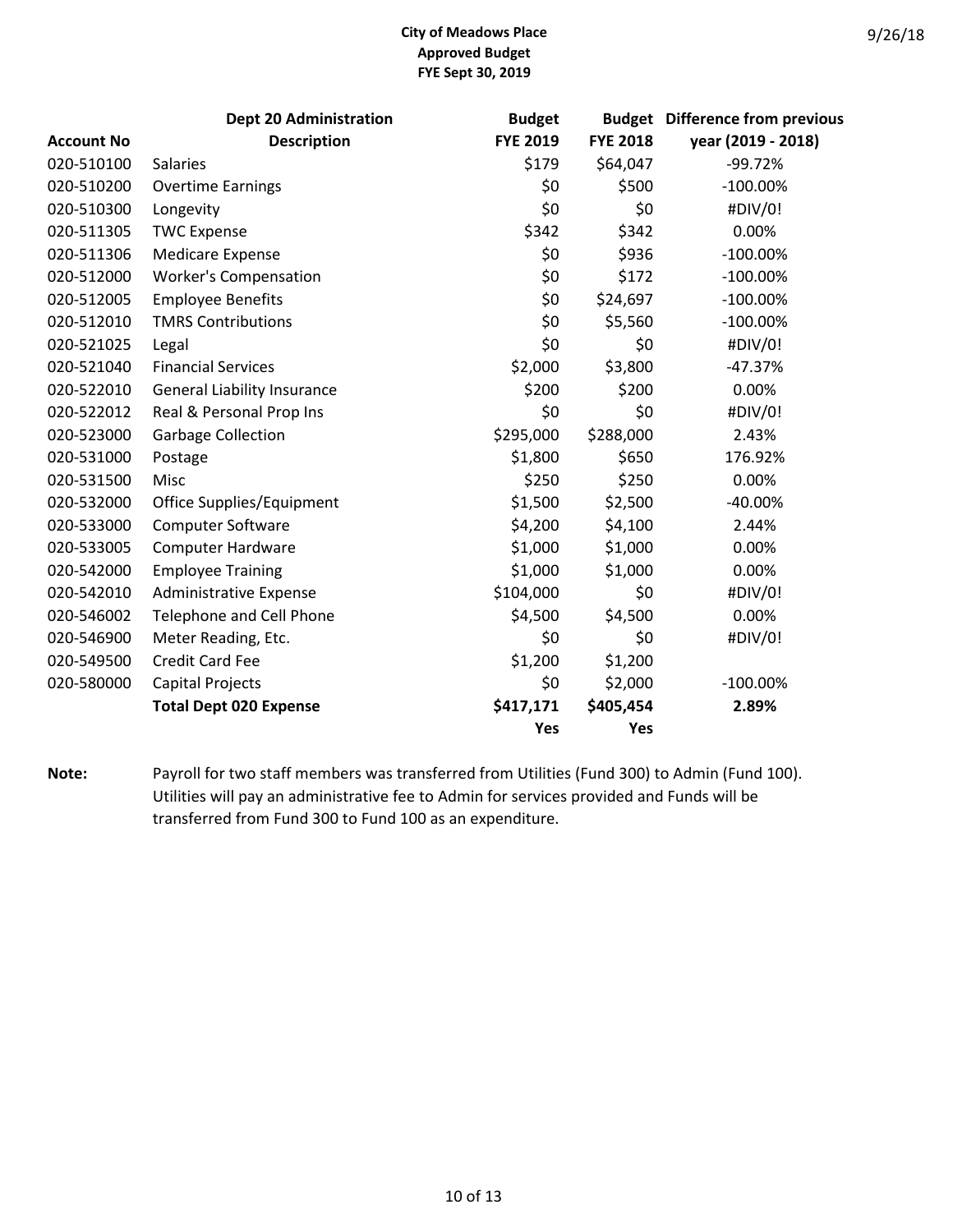**City of Meadows Place**
**Approved Budget**
**FYE Sept 30, 2019**

9/26/18

| Account No | Dept 20 Administration Description | Budget FYE 2019 | Budget FYE 2018 | Difference from previous year (2019 - 2018) |
|---|---|---|---|---|
| 020-510100 | Salaries | $179 | $64,047 | -99.72% |
| 020-510200 | Overtime Earnings | $0 | $500 | -100.00% |
| 020-510300 | Longevity | $0 | $0 | #DIV/0! |
| 020-511305 | TWC Expense | $342 | $342 | 0.00% |
| 020-511306 | Medicare Expense | $0 | $936 | -100.00% |
| 020-512000 | Worker's Compensation | $0 | $172 | -100.00% |
| 020-512005 | Employee Benefits | $0 | $24,697 | -100.00% |
| 020-512010 | TMRS Contributions | $0 | $5,560 | -100.00% |
| 020-521025 | Legal | $0 | $0 | #DIV/0! |
| 020-521040 | Financial Services | $2,000 | $3,800 | -47.37% |
| 020-522010 | General Liability Insurance | $200 | $200 | 0.00% |
| 020-522012 | Real & Personal Prop Ins | $0 | $0 | #DIV/0! |
| 020-523000 | Garbage Collection | $295,000 | $288,000 | 2.43% |
| 020-531000 | Postage | $1,800 | $650 | 176.92% |
| 020-531500 | Misc | $250 | $250 | 0.00% |
| 020-532000 | Office Supplies/Equipment | $1,500 | $2,500 | -40.00% |
| 020-533000 | Computer Software | $4,200 | $4,100 | 2.44% |
| 020-533005 | Computer Hardware | $1,000 | $1,000 | 0.00% |
| 020-542000 | Employee Training | $1,000 | $1,000 | 0.00% |
| 020-542010 | Administrative Expense | $104,000 | $0 | #DIV/0! |
| 020-546002 | Telephone and Cell Phone | $4,500 | $4,500 | 0.00% |
| 020-546900 | Meter Reading, Etc. | $0 | $0 | #DIV/0! |
| 020-549500 | Credit Card Fee | $1,200 | $1,200 | |
| 020-580000 | Capital Projects | $0 | $2,000 | -100.00% |
| | **Total Dept 020 Expense** | **$417,171** | **$405,454** | **2.89%** |
| | | **Yes** | **Yes** | |

**Note:** Payroll for two staff members was transferred from Utilities (Fund 300) to Admin (Fund 100). Utilities will pay an administrative fee to Admin for services provided and Funds will be transferred from Fund 300 to Fund 100 as an expenditure.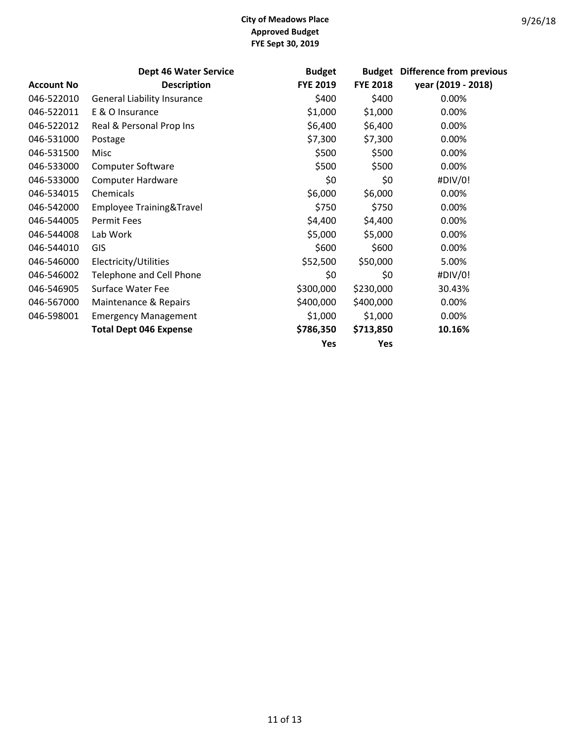**City of Meadows Place**
**Approved Budget**
**FYE Sept 30, 2019**

9/26/18

| Account No | Dept 46 Water Service Description | Budget FYE 2019 | Budget FYE 2018 | Difference from previous year (2019 - 2018) |
|---|---|---|---|---|
| 046-522010 | General Liability Insurance | $400 | $400 | 0.00% |
| 046-522011 | E & O Insurance | $1,000 | $1,000 | 0.00% |
| 046-522012 | Real & Personal Prop Ins | $6,400 | $6,400 | 0.00% |
| 046-531000 | Postage | $7,300 | $7,300 | 0.00% |
| 046-531500 | Misc | $500 | $500 | 0.00% |
| 046-533000 | Computer Software | $500 | $500 | 0.00% |
| 046-533000 | Computer Hardware | $0 | $0 | #DIV/0! |
| 046-534015 | Chemicals | $6,000 | $6,000 | 0.00% |
| 046-542000 | Employee Training&Travel | $750 | $750 | 0.00% |
| 046-544005 | Permit Fees | $4,400 | $4,400 | 0.00% |
| 046-544008 | Lab Work | $5,000 | $5,000 | 0.00% |
| 046-544010 | GIS | $600 | $600 | 0.00% |
| 046-546000 | Electricity/Utilities | $52,500 | $50,000 | 5.00% |
| 046-546002 | Telephone and Cell Phone | $0 | $0 | #DIV/0! |
| 046-546905 | Surface Water Fee | $300,000 | $230,000 | 30.43% |
| 046-567000 | Maintenance & Repairs | $400,000 | $400,000 | 0.00% |
| 046-598001 | Emergency Management | $1,000 | $1,000 | 0.00% |
| | **Total Dept 046 Expense** | **$786,350** | **$713,850** | **10.16%** |
| | | **Yes** | **Yes** | |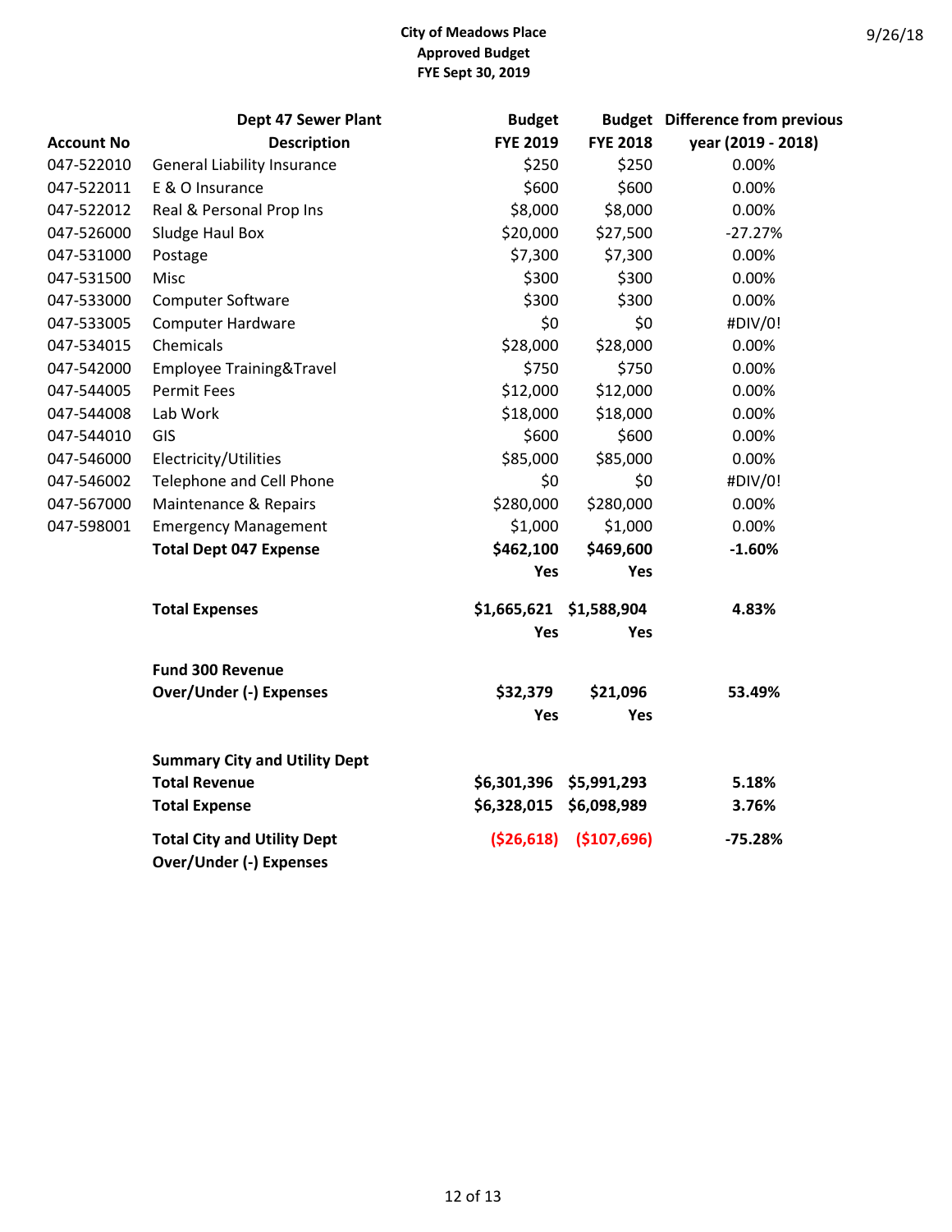**City of Meadows Place**
**Approved Budget**
**FYE Sept 30, 2019**

9/26/18

| Account No | Dept 47 Sewer Plant Description | Budget FYE 2019 | Budget FYE 2018 | Difference from previous year (2019 - 2018) |
|---|---|---|---|---|
| 047-522010 | General Liability Insurance | $250 | $250 | 0.00% |
| 047-522011 | E & O Insurance | $600 | $600 | 0.00% |
| 047-522012 | Real & Personal Prop Ins | $8,000 | $8,000 | 0.00% |
| 047-526000 | Sludge Haul Box | $20,000 | $27,500 | -27.27% |
| 047-531000 | Postage | $7,300 | $7,300 | 0.00% |
| 047-531500 | Misc | $300 | $300 | 0.00% |
| 047-533000 | Computer Software | $300 | $300 | 0.00% |
| 047-533005 | Computer Hardware | $0 | $0 | #DIV/0! |
| 047-534015 | Chemicals | $28,000 | $28,000 | 0.00% |
| 047-542000 | Employee Training&Travel | $750 | $750 | 0.00% |
| 047-544005 | Permit Fees | $12,000 | $12,000 | 0.00% |
| 047-544008 | Lab Work | $18,000 | $18,000 | 0.00% |
| 047-544010 | GIS | $600 | $600 | 0.00% |
| 047-546000 | Electricity/Utilities | $85,000 | $85,000 | 0.00% |
| 047-546002 | Telephone and Cell Phone | $0 | $0 | #DIV/0! |
| 047-567000 | Maintenance & Repairs | $280,000 | $280,000 | 0.00% |
| 047-598001 | Emergency Management | $1,000 | $1,000 | 0.00% |
| | **Total Dept 047 Expense** | **$462,100** | **$469,600** | **-1.60%** |
| | | **Yes** | **Yes** | |
| | **Total Expenses** | **$1,665,621** | **$1,588,904** | **4.83%** |
| | | **Yes** | **Yes** | |
| | **Fund 300 Revenue Over/Under (-) Expenses** | **$32,379** | **$21,096** | **53.49%** |
| | | **Yes** | **Yes** | |
| | **Summary City and Utility Dept** | | | |
| | **Total Revenue** | **$6,301,396** | **$5,991,293** | **5.18%** |
| | **Total Expense** | **$6,328,015** | **$6,098,989** | **3.76%** |
| | **Total City and Utility Dept Over/Under (-) Expenses** | **($26,618)** | **($107,696)** | **-75.28%** |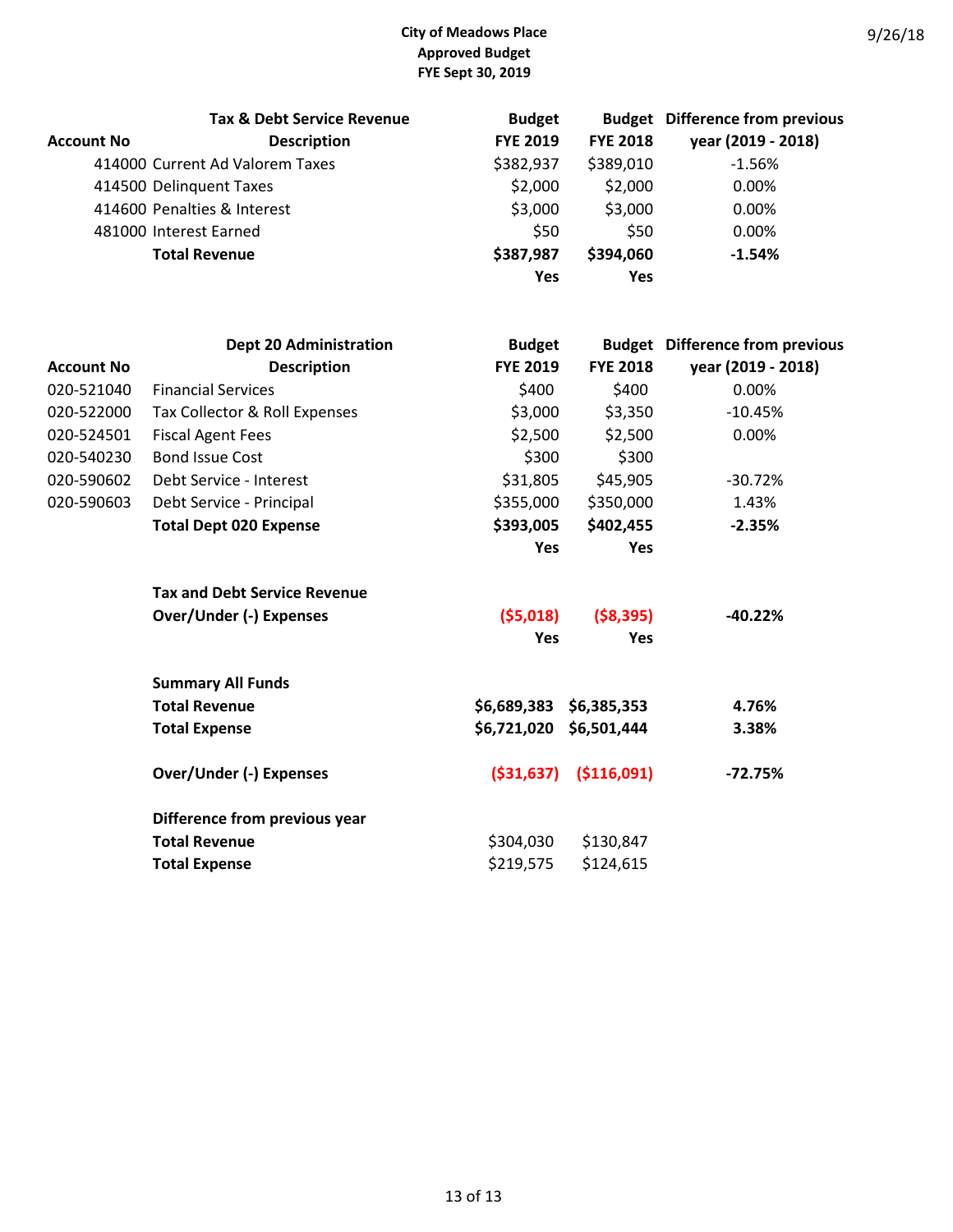**City of Meadows Place**
**Approved Budget**
**FYE Sept 30, 2019**

9/26/18

| Account No | Tax & Debt Service Revenue Description | Budget FYE 2019 | Budget FYE 2018 | Difference from previous year (2019 - 2018) |
|---|---|---|---|---|
| 414000 | Current Ad Valorem Taxes | $382,937 | $389,010 | -1.56% |
| 414500 | Delinquent Taxes | $2,000 | $2,000 | 0.00% |
| 414600 | Penalties & Interest | $3,000 | $3,000 | 0.00% |
| 481000 | Interest Earned | $50 | $50 | 0.00% |
| | **Total Revenue** | **$387,987** | **$394,060** | **-1.54%** |
| | | **Yes** | **Yes** | |

| Account No | Dept 20 Administration Description | Budget FYE 2019 | Budget FYE 2018 | Difference from previous year (2019 - 2018) |
|---|---|---|---|---|
| 020-521040 | Financial Services | $400 | $400 | 0.00% |
| 020-522000 | Tax Collector & Roll Expenses | $3,000 | $3,350 | -10.45% |
| 020-524501 | Fiscal Agent Fees | $2,500 | $2,500 | 0.00% |
| 020-540230 | Bond Issue Cost | $300 | $300 | |
| 020-590602 | Debt Service - Interest | $31,805 | $45,905 | -30.72% |
| 020-590603 | Debt Service - Principal | $355,000 | $350,000 | 1.43% |
| | **Total Dept 020 Expense** | **$393,005** | **$402,455** | **-2.35%** |
| | | **Yes** | **Yes** | |

| | Budget FYE 2019 | Budget FYE 2018 | Difference from previous year (2019 - 2018) |
|---|---|---|---|
| **Tax and Debt Service Revenue Over/Under (-) Expenses** | **($5,018)** | **($8,395)** | **-40.22%** |
| | **Yes** | **Yes** | |
| **Summary All Funds** | | | |
| **Total Revenue** | **$6,689,383** | **$6,385,353** | **4.76%** |
| **Total Expense** | **$6,721,020** | **$6,501,444** | **3.38%** |
| **Over/Under (-) Expenses** | **($31,637)** | **($116,091)** | **-72.75%** |
| **Difference from previous year** | | | |
| **Total Revenue** | $304,030 | $130,847 | |
| **Total Expense** | $219,575 | $124,615 | |